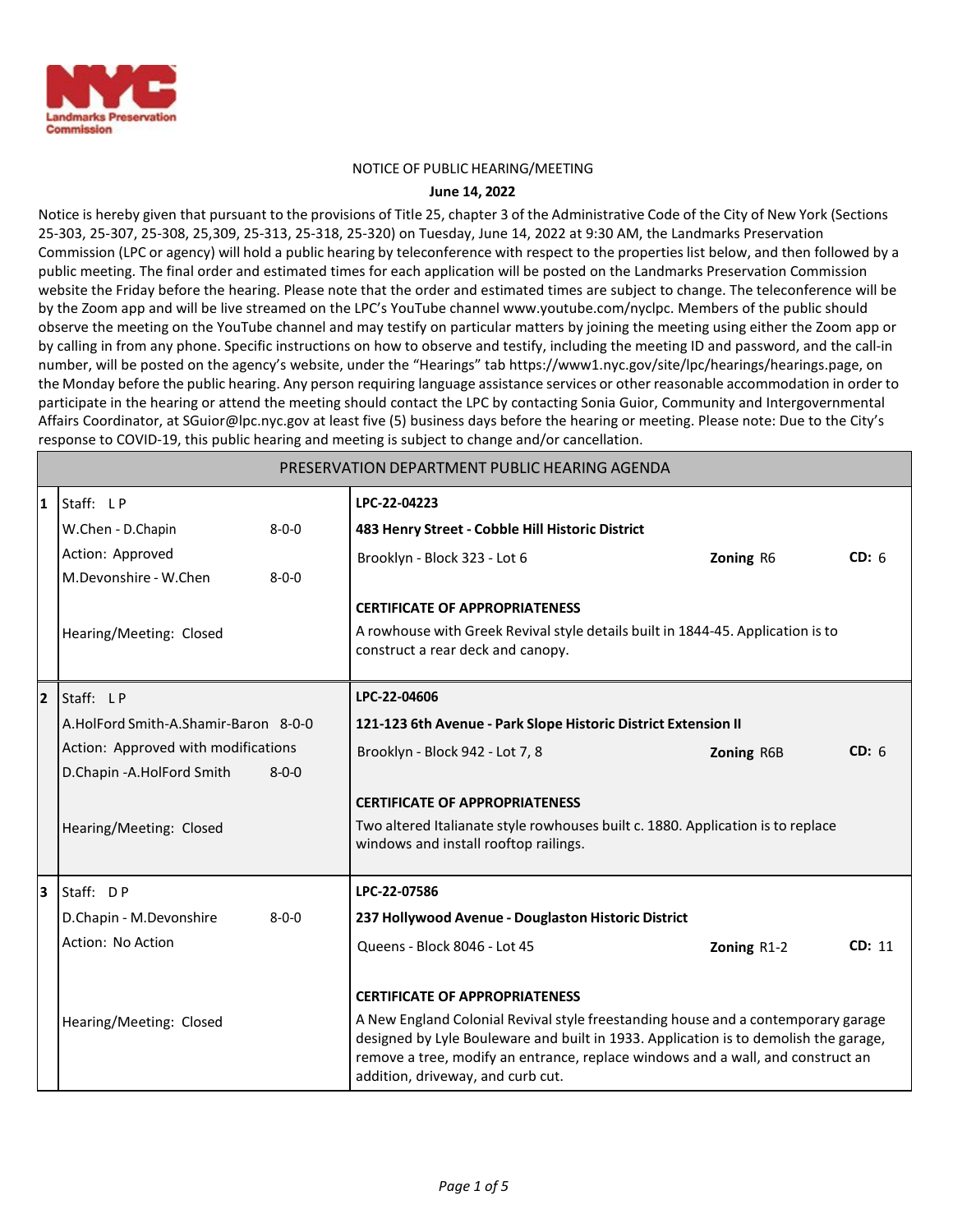NYC Landmarks Preservation Commission

NOTICE OF PUBLIC HEARING/MEETING

**June 14, 2022**

Notice is hereby given that pursuant to the provisions of Title 25, chapter 3 of the Administrative Code of the City of New York (Sections 25-303, 25-307, 25-308, 25,309, 25-313, 25-318, 25-320) on Tuesday, June 14, 2022 at 9:30 AM, the Landmarks Preservation Commission (LPC or agency) will hold a public hearing by teleconference with respect to the properties list below, and then followed by a public meeting. The final order and estimated times for each application will be posted on the Landmarks Preservation Commission website the Friday before the hearing. Please note that the order and estimated times are subject to change. The teleconference will be by the Zoom app and will be live streamed on the LPC's YouTube channel www.youtube.com/nyclpc. Members of the public should observe the meeting on the YouTube channel and may testify on particular matters by joining the meeting using either the Zoom app or by calling in from any phone. Specific instructions on how to observe and testify, including the meeting ID and password, and the call-in number, will be posted on the agency's website, under the "Hearings" tab https://www1.nyc.gov/site/lpc/hearings/hearings.page, on the Monday before the public hearing. Any person requiring language assistance services or other reasonable accommodation in order to participate in the hearing or attend the meeting should contact the LPC by contacting Sonia Guior, Community and Intergovernmental Affairs Coordinator, at SGuior@lpc.nyc.gov at least five (5) business days before the hearing or meeting. Please note: Due to the City's response to COVID-19, this public hearing and meeting is subject to change and/or cancellation.

## PRESERVATION DEPARTMENT PUBLIC HEARING AGENDA

| # | Staff / Action | Application |
|---|---|---|
| 1 | Staff: L P<br>W.Chen - D.Chapin 8-0-0<br>Action: Approved<br>M.Devonshire - W.Chen 8-0-0<br>Hearing/Meeting: Closed | **LPC-22-04223**<br>**483 Henry Street - Cobble Hill Historic District**<br>Brooklyn - Block 323 - Lot 6 — **Zoning** R6 — **CD:** 6<br>**CERTIFICATE OF APPROPRIATENESS**<br>A rowhouse with Greek Revival style details built in 1844-45. Application is to construct a rear deck and canopy. |
| 2 | Staff: L P<br>A.HolFord Smith-A.Shamir-Baron 8-0-0<br>Action: Approved with modifications<br>D.Chapin -A.HolFord Smith 8-0-0<br>Hearing/Meeting: Closed | **LPC-22-04606**<br>**121-123 6th Avenue - Park Slope Historic District Extension II**<br>Brooklyn - Block 942 - Lot 7, 8 — **Zoning** R6B — **CD:** 6<br>**CERTIFICATE OF APPROPRIATENESS**<br>Two altered Italianate style rowhouses built c. 1880. Application is to replace windows and install rooftop railings. |
| 3 | Staff: D P<br>D.Chapin - M.Devonshire 8-0-0<br>Action: No Action<br>Hearing/Meeting: Closed | **LPC-22-07586**<br>**237 Hollywood Avenue - Douglaston Historic District**<br>Queens - Block 8046 - Lot 45 — **Zoning** R1-2 — **CD:** 11<br>**CERTIFICATE OF APPROPRIATENESS**<br>A New England Colonial Revival style freestanding house and a contemporary garage designed by Lyle Bouleware and built in 1933. Application is to demolish the garage, remove a tree, modify an entrance, replace windows and a wall, and construct an addition, driveway, and curb cut. |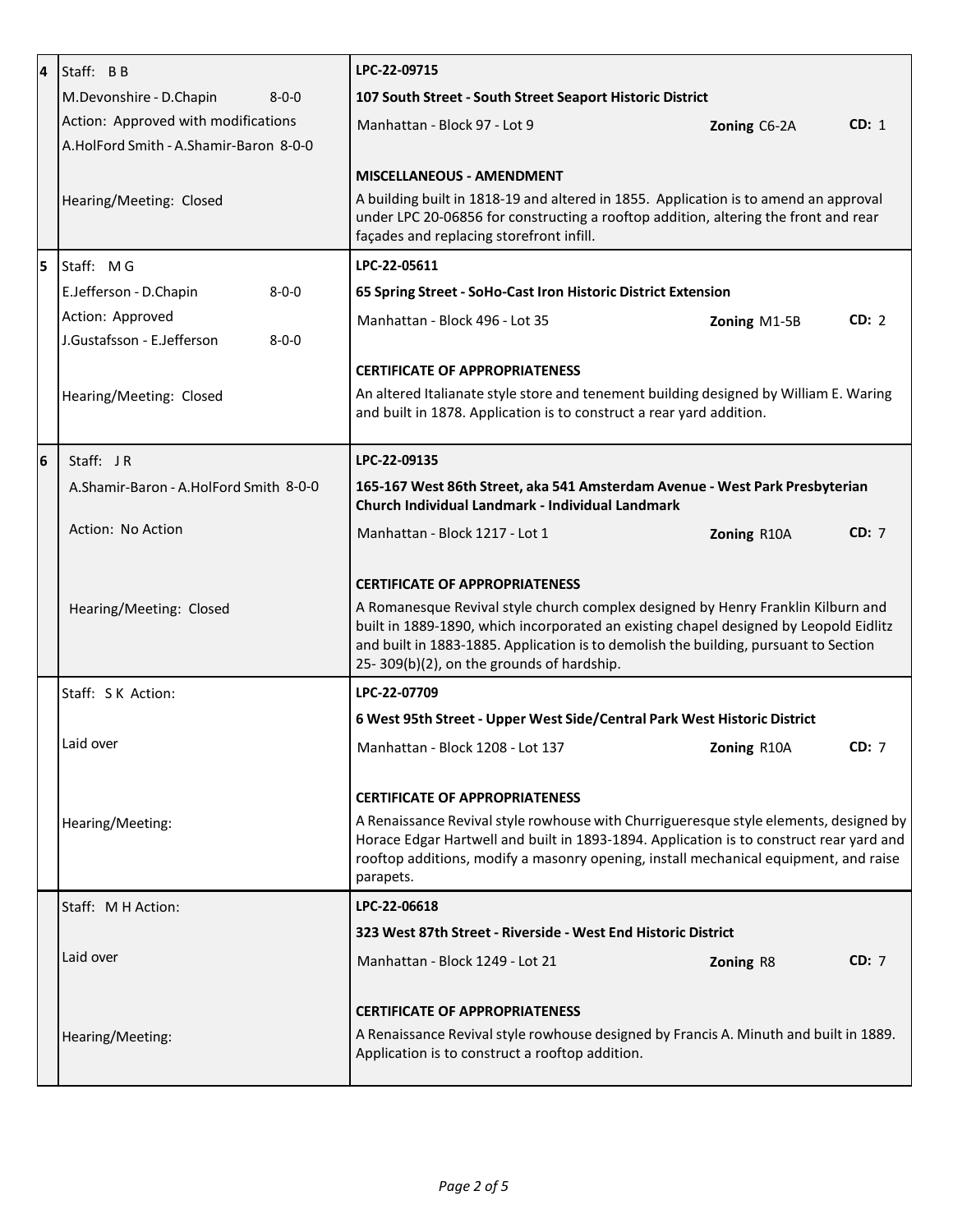| # | Staff / Action | Application |
|---|---|---|
| 4 | Staff: B B<br>M.Devonshire - D.Chapin 8-0-0<br>Action: Approved with modifications<br>A.HolFord Smith - A.Shamir-Baron 8-0-0<br><br>Hearing/Meeting: Closed | **LPC-22-09715**<br>**107 South Street - South Street Seaport Historic District**<br>Manhattan - Block 97 - Lot 9 **Zoning** C6-2A **CD:** 1<br><br>**MISCELLANEOUS - AMENDMENT**<br>A building built in 1818-19 and altered in 1855. Application is to amend an approval under LPC 20-06856 for constructing a rooftop addition, altering the front and rear façades and replacing storefront infill. |
| 5 | Staff: M G<br>E.Jefferson - D.Chapin 8-0-0<br>Action: Approved<br>J.Gustafsson - E.Jefferson 8-0-0<br><br>Hearing/Meeting: Closed | **LPC-22-05611**<br>**65 Spring Street - SoHo-Cast Iron Historic District Extension**<br>Manhattan - Block 496 - Lot 35 **Zoning** M1-5B **CD:** 2<br><br>**CERTIFICATE OF APPROPRIATENESS**<br>An altered Italianate style store and tenement building designed by William E. Waring and built in 1878. Application is to construct a rear yard addition. |
| 6 | Staff: J R<br>A.Shamir-Baron - A.HolFord Smith 8-0-0<br>Action: No Action<br><br>Hearing/Meeting: Closed | **LPC-22-09135**<br>**165-167 West 86th Street, aka 541 Amsterdam Avenue - West Park Presbyterian Church Individual Landmark - Individual Landmark**<br>Manhattan - Block 1217 - Lot 1 **Zoning** R10A **CD:** 7<br><br>**CERTIFICATE OF APPROPRIATENESS**<br>A Romanesque Revival style church complex designed by Henry Franklin Kilburn and built in 1889-1890, which incorporated an existing chapel designed by Leopold Eidlitz and built in 1883-1885. Application is to demolish the building, pursuant to Section 25- 309(b)(2), on the grounds of hardship. |
| | Staff: S K Action:<br>Laid over<br><br>Hearing/Meeting: | **LPC-22-07709**<br>**6 West 95th Street - Upper West Side/Central Park West Historic District**<br>Manhattan - Block 1208 - Lot 137 **Zoning** R10A **CD:** 7<br><br>**CERTIFICATE OF APPROPRIATENESS**<br>A Renaissance Revival style rowhouse with Churrigueresque style elements, designed by Horace Edgar Hartwell and built in 1893-1894. Application is to construct rear yard and rooftop additions, modify a masonry opening, install mechanical equipment, and raise parapets. |
| | Staff: M H Action:<br>Laid over<br><br>Hearing/Meeting: | **LPC-22-06618**<br>**323 West 87th Street - Riverside - West End Historic District**<br>Manhattan - Block 1249 - Lot 21 **Zoning** R8 **CD:** 7<br><br>**CERTIFICATE OF APPROPRIATENESS**<br>A Renaissance Revival style rowhouse designed by Francis A. Minuth and built in 1889. Application is to construct a rooftop addition. |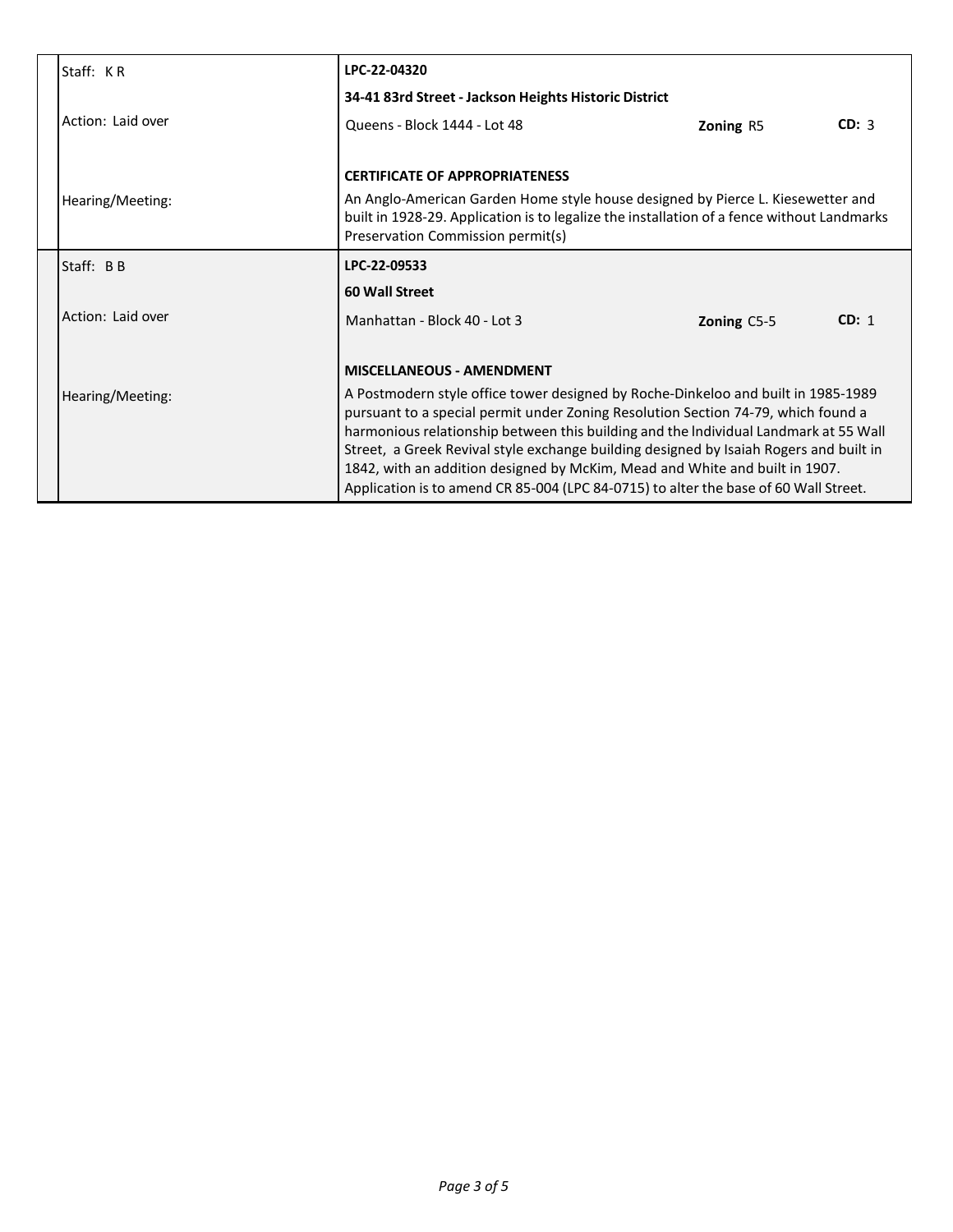| | |
|---|---|
| Staff: K R<br><br>Action: Laid over<br><br>Hearing/Meeting: | **LPC-22-04320**<br>**34-41 83rd Street - Jackson Heights Historic District**<br>Queens - Block 1444 - Lot 48 **Zoning** R5 **CD:** 3<br><br>**CERTIFICATE OF APPROPRIATENESS**<br>An Anglo-American Garden Home style house designed by Pierce L. Kiesewetter and built in 1928-29. Application is to legalize the installation of a fence without Landmarks Preservation Commission permit(s) |
| Staff: B B<br><br>Action: Laid over<br><br>Hearing/Meeting: | **LPC-22-09533**<br>**60 Wall Street**<br>Manhattan - Block 40 - Lot 3 **Zoning** C5-5 **CD:** 1<br><br>**MISCELLANEOUS - AMENDMENT**<br>A Postmodern style office tower designed by Roche-Dinkeloo and built in 1985-1989 pursuant to a special permit under Zoning Resolution Section 74-79, which found a harmonious relationship between this building and the Individual Landmark at 55 Wall Street, a Greek Revival style exchange building designed by Isaiah Rogers and built in 1842, with an addition designed by McKim, Mead and White and built in 1907. Application is to amend CR 85-004 (LPC 84-0715) to alter the base of 60 Wall Street. |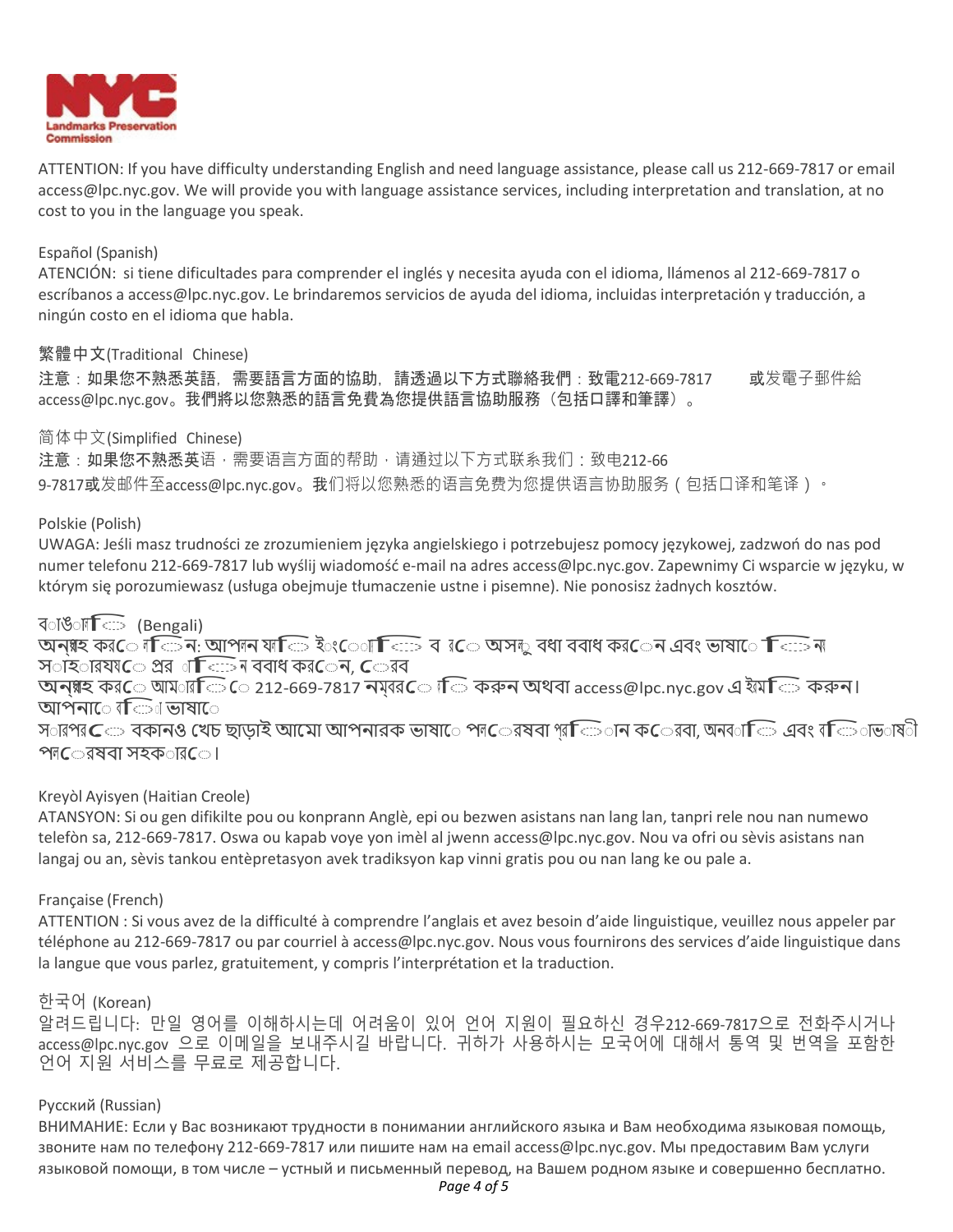ATTENTION: If you have difficulty understanding English and need language assistance, please call us 212-669-7817 or email access@lpc.nyc.gov. We will provide you with language assistance services, including interpretation and translation, at no cost to you in the language you speak.

Español (Spanish)
ATENCIÓN: si tiene dificultades para comprender el inglés y necesita ayuda con el idioma, llámenos al 212-669-7817 o escríbanos a access@lpc.nyc.gov. Le brindaremos servicios de ayuda del idioma, incluidas interpretación y traducción, a ningún costo en el idioma que habla.

繁體中文(Traditional Chinese)
**注意：如果您不熟悉英語，需要語言方面的協助，請透過以下方式聯絡我們：**致電212-669-7817 **或**发電子郵件給 access@lpc.nyc.gov。**我們將以您熟悉的語言免費為您提供語言協助服務（包括口譯和筆譯）。**

简体中文(Simplified Chinese)
**注意：如果您不熟悉英**语，需要语言方面的帮助，请通过以下方式联系我们：致电212-669-7817**或**发邮件至access@lpc.nyc.gov。**我**们将以您熟悉的语言免费为您提供语言协助服务（包括口译和笔译）。

Polskie (Polish)
UWAGA: Jeśli masz trudności ze zrozumieniem języka angielskiego i potrzebujesz pomocy językowej, zadzwoń do nas pod numer telefonu 212-669-7817 lub wyślij wiadomość e-mail na adres access@lpc.nyc.gov. Zapewnimy Ci wsparcie w języku, w którym się porozumiewasz (usługa obejmuje tłumaczenie ustne i pisemne). Nie ponosisz żadnych kosztów.

বাঙালি (Bengali)
অনুগ্রহ করে লক্ষ্য করুন: আপনি যদি ইংরেজি বুঝতে অসুবিধা বোধ করেন এবং ভাষার সাহায্যের প্রয়োজন বোধ করেন, তবে অনুগ্রহ করে আমাদের 212-669-7817 নম্বরে কল করুন অথবা access@lpc.nyc.gov এ ইমেল করুন। আপনার কথিত ভাষার সাপেক্ষে কোনও খরচ ছাড়াই আমরা আপনাকে ভাষার পরিষেবা প্রদান করবো, অনুবাদ এবং দোভাষী পরিষেবা সহকারে।

Kreyòl Ayisyen (Haitian Creole)
ATANSYON: Si ou gen difikilte pou ou konprann Anglè, epi ou bezwen asistans nan lang lan, tanpri rele nou nan numewo telefòn sa, 212-669-7817. Oswa ou kapab voye yon imèl al jwenn access@lpc.nyc.gov. Nou va ofri ou sèvis asistans nan langaj ou an, sèvis tankou entèpretasyon avek tradiksyon kap vinni gratis pou ou nan lang ke ou pale a.

Française (French)
ATTENTION : Si vous avez de la difficulté à comprendre l'anglais et avez besoin d'aide linguistique, veuillez nous appeler par téléphone au 212-669-7817 ou par courriel à access@lpc.nyc.gov. Nous vous fournirons des services d'aide linguistique dans la langue que vous parlez, gratuitement, y compris l'interprétation et la traduction.

한국어 (Korean)
알려드립니다: 만일 영어를 이해하시는데 어려움이 있어 언어 지원이 필요하신 경우212-669-7817으로 전화주시거나 access@lpc.nyc.gov 으로 이메일을 보내주시길 바랍니다. 귀하가 사용하시는 모국어에 대해서 통역 및 번역을 포함한 언어 지원 서비스를 무료로 제공합니다.

Русский (Russian)
ВНИМАНИЕ: Если у Вас возникают трудности в понимании английского языка и Вам необходима языковая помощь, звоните нам по телефону 212-669-7817 или пишите нам на email access@lpc.nyc.gov. Мы предоставим Вам услуги языковой помощи, в том числе – устный и письменный перевод, на Вашем родном языке и совершенно бесплатно.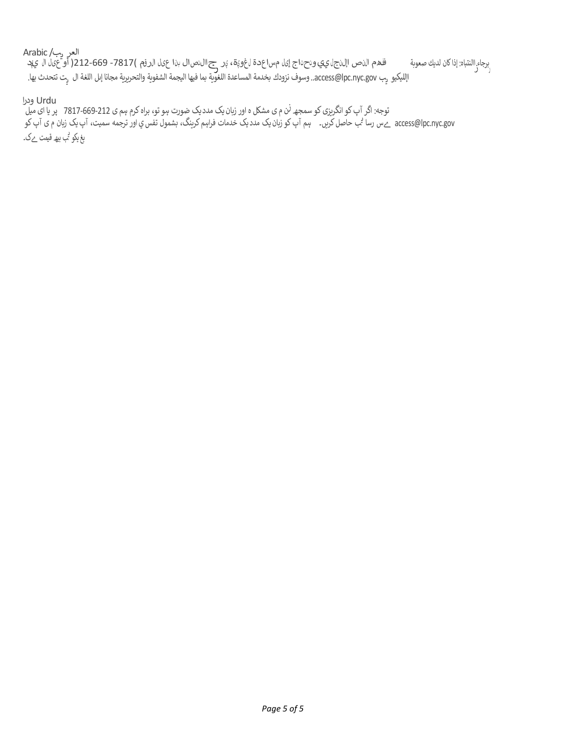Arabic /العربي

برجاء االنتباه: إذا كان لديك صعوبة في فهم النص اإلنجليزي وتحتاج إلى مساعدة لغوية، يرجى االتصال بنا على الرقم 7817-669-212 أو على البريد اإللكتروني access@lpc.nyc.gov. وسوف نزودك بخدمة المساعدة اللغوية بما فيها الترجمة الشفوية والتحريرية مجانا إلى اللغة التي تتحدث بها.

Urdu اردو

توجہ: اگر آپ کو انگریزی کو سمجھنے میں مشکل ہو اور زبان کی مدد کی ضرورت ہو تو، براہ کرم ہم سے 7817-669-212 پر یا ای میل access@lpc.nyc.gov سے رسائی حاصل کریں۔ ہم آپ کو زبان کی مدد کی خدمات فراہم کریں گے، بشمول تفسیر اور ترجمہ سمیت، آپ کی زبان میں آپ کو بغیر کسی قیمت کے۔